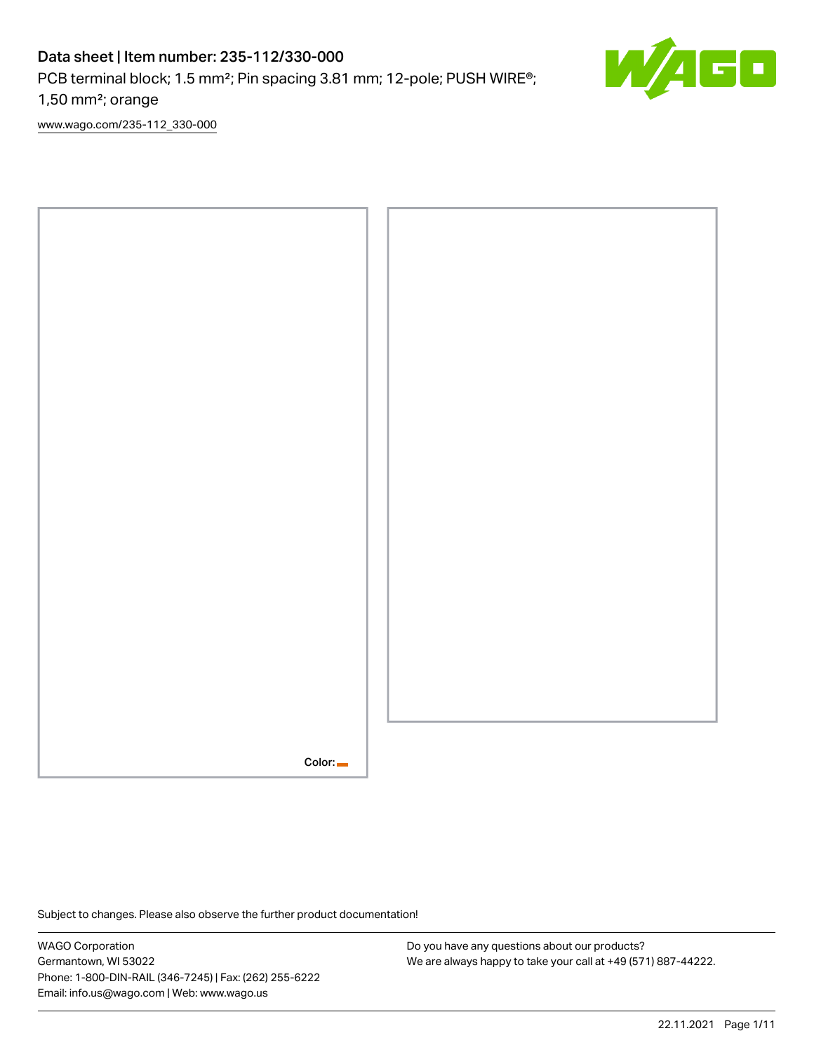# Data sheet | Item number: 235-112/330-000

PCB terminal block; 1.5 mm²; Pin spacing 3.81 mm; 12-pole; PUSH WIRE®; 1,50 mm²; orange

www.wago.com/235-112_330-000

Color:

Subject to changes. Please also observe the further product documentation!

WAGO Corporation
Germantown, WI 53022
Phone: 1-800-DIN-RAIL (346-7245) | Fax: (262) 255-6222
Email: info.us@wago.com | Web: www.wago.us

Do you have any questions about our products?
We are always happy to take your call at +49 (571) 887-44222.

22.11.2021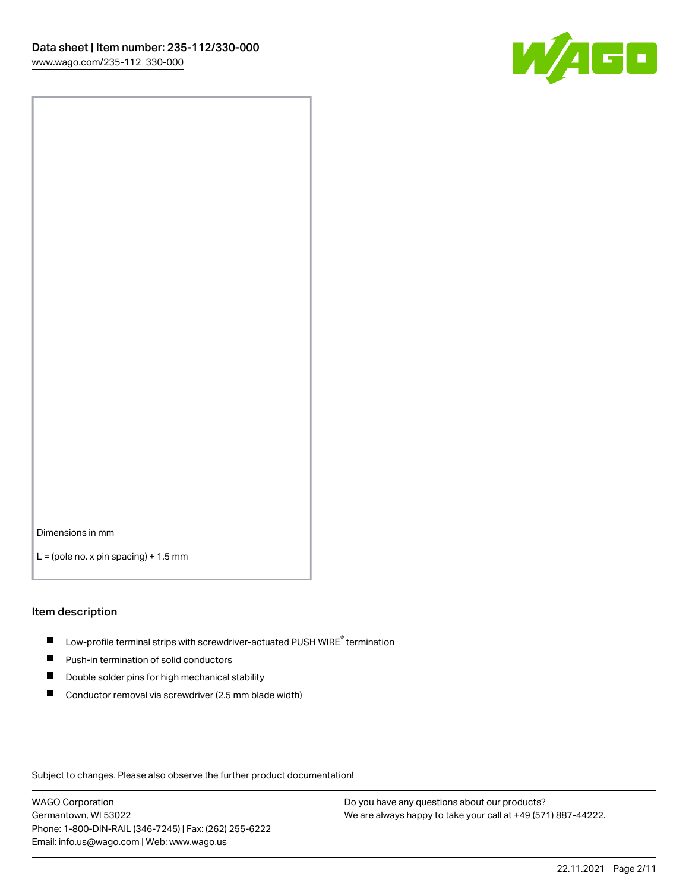Dimensions in mm

L = (pole no. x pin spacing) + 1.5 mm

## Item description

- Low-profile terminal strips with screwdriver-actuated PUSH WIRE® termination
- Push-in termination of solid conductors
- Double solder pins for high mechanical stability
- Conductor removal via screwdriver (2.5 mm blade width)

Subject to changes. Please also observe the further product documentation!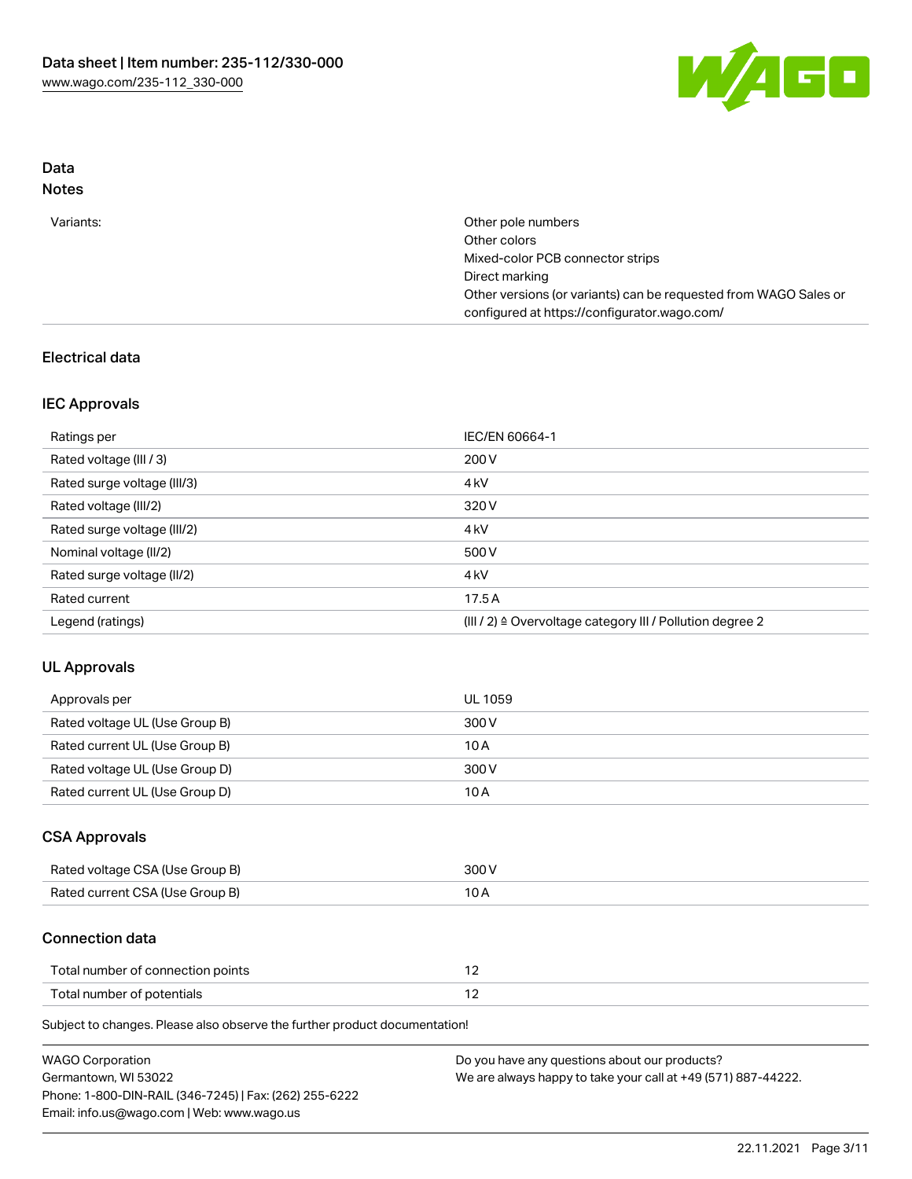## Data
### Notes

| | |
|---|---|
| Variants: | Other pole numbers<br>Other colors<br>Mixed-color PCB connector strips<br>Direct marking<br>Other versions (or variants) can be requested from WAGO Sales or configured at https://configurator.wago.com/ |

### Electrical data

#### IEC Approvals

| | |
|---|---|
| Ratings per | IEC/EN 60664-1 |
| Rated voltage (III / 3) | 200 V |
| Rated surge voltage (III/3) | 4 kV |
| Rated voltage (III/2) | 320 V |
| Rated surge voltage (III/2) | 4 kV |
| Nominal voltage (II/2) | 500 V |
| Rated surge voltage (II/2) | 4 kV |
| Rated current | 17.5 A |
| Legend (ratings) | (III / 2) ≙ Overvoltage category III / Pollution degree 2 |

#### UL Approvals

| | |
|---|---|
| Approvals per | UL 1059 |
| Rated voltage UL (Use Group B) | 300 V |
| Rated current UL (Use Group B) | 10 A |
| Rated voltage UL (Use Group D) | 300 V |
| Rated current UL (Use Group D) | 10 A |

#### CSA Approvals

| | |
|---|---|
| Rated voltage CSA (Use Group B) | 300 V |
| Rated current CSA (Use Group B) | 10 A |

#### Connection data

| | |
|---|---|
| Total number of connection points | 12 |
| Total number of potentials | 12 |

Subject to changes. Please also observe the further product documentation!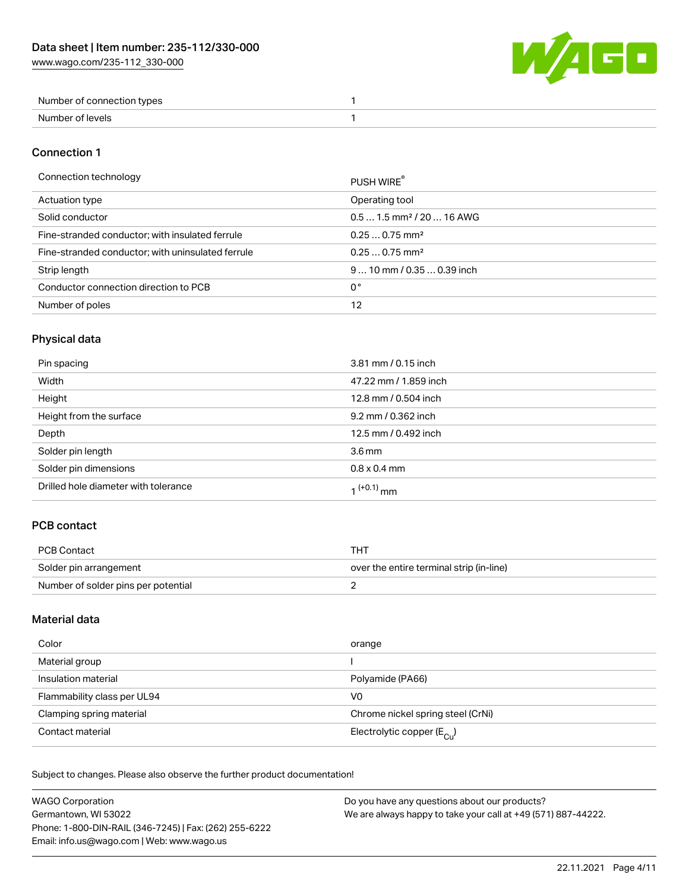| Number of connection types | 1 |
| --- | --- |
| Number of levels | 1 |

## Connection 1

| Connection technology | PUSH WIRE® |
| --- | --- |
| Actuation type | Operating tool |
| Solid conductor | 0.5 … 1.5 mm² / 20 … 16 AWG |
| Fine-stranded conductor; with insulated ferrule | 0.25 … 0.75 mm² |
| Fine-stranded conductor; with uninsulated ferrule | 0.25 … 0.75 mm² |
| Strip length | 9 … 10 mm / 0.35 … 0.39 inch |
| Conductor connection direction to PCB | 0 ° |
| Number of poles | 12 |

## Physical data

| Pin spacing | 3.81 mm / 0.15 inch |
| --- | --- |
| Width | 47.22 mm / 1.859 inch |
| Height | 12.8 mm / 0.504 inch |
| Height from the surface | 9.2 mm / 0.362 inch |
| Depth | 12.5 mm / 0.492 inch |
| Solder pin length | 3.6 mm |
| Solder pin dimensions | 0.8 x 0.4 mm |
| Drilled hole diameter with tolerance | $1^{(+0.1)}$ mm |

## PCB contact

| PCB Contact | THT |
| --- | --- |
| Solder pin arrangement | over the entire terminal strip (in-line) |
| Number of solder pins per potential | 2 |

## Material data

| Color | orange |
| --- | --- |
| Material group | I |
| Insulation material | Polyamide (PA66) |
| Flammability class per UL94 | V0 |
| Clamping spring material | Chrome nickel spring steel (CrNi) |
| Contact material | Electrolytic copper ($E_{Cu}$) |

Subject to changes. Please also observe the further product documentation!

WAGO Corporation
Germantown, WI 53022
Phone: 1-800-DIN-RAIL (346-7245) | Fax: (262) 255-6222
Email: info.us@wago.com | Web: www.wago.us

Do you have any questions about our products?
We are always happy to take your call at +49 (571) 887-44222.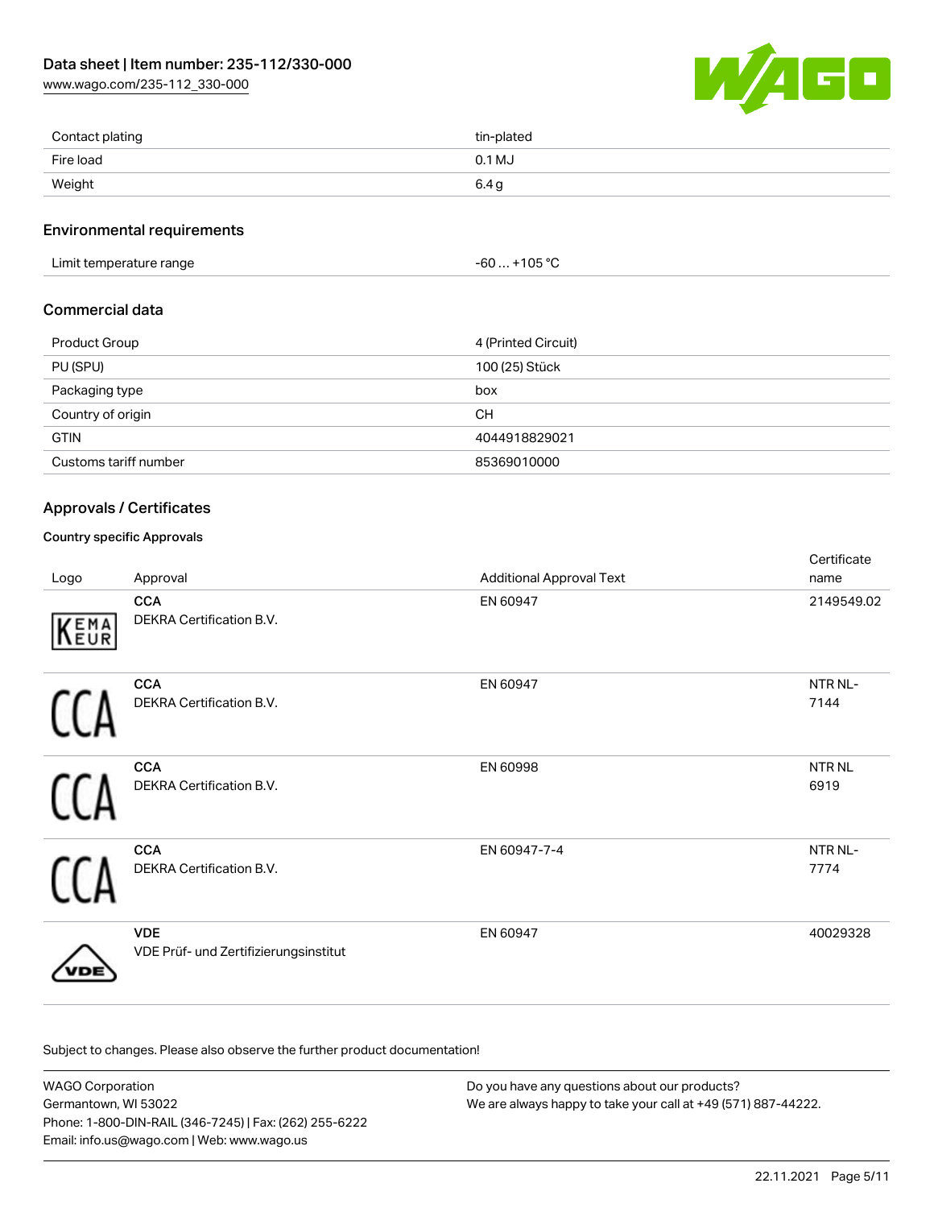| | |
|---|---|
| Contact plating | tin-plated |
| Fire load | 0.1 MJ |
| Weight | 6.4 g |

## Environmental requirements

| | |
|---|---|
| Limit temperature range | -60 … +105 °C |

## Commercial data

| | |
|---|---|
| Product Group | 4 (Printed Circuit) |
| PU (SPU) | 100 (25) Stück |
| Packaging type | box |
| Country of origin | CH |
| GTIN | 4044918829021 |
| Customs tariff number | 85369010000 |

## Approvals / Certificates

### Country specific Approvals

| Logo | Approval | Additional Approval Text | Certificate name |
|---|---|---|---|
| | **CCA**<br>DEKRA Certification B.V. | EN 60947 | 2149549.02 |
| | **CCA**<br>DEKRA Certification B.V. | EN 60947 | NTR NL-7144 |
| | **CCA**<br>DEKRA Certification B.V. | EN 60998 | NTR NL 6919 |
| | **CCA**<br>DEKRA Certification B.V. | EN 60947-7-4 | NTR NL-7774 |
| | **VDE**<br>VDE Prüf- und Zertifizierungsinstitut | EN 60947 | 40029328 |

Subject to changes. Please also observe the further product documentation!

WAGO Corporation
Germantown, WI 53022
Phone: 1-800-DIN-RAIL (346-7245) | Fax: (262) 255-6222
Email: info.us@wago.com | Web: www.wago.us

Do you have any questions about our products?
We are always happy to take your call at +49 (571) 887-44222.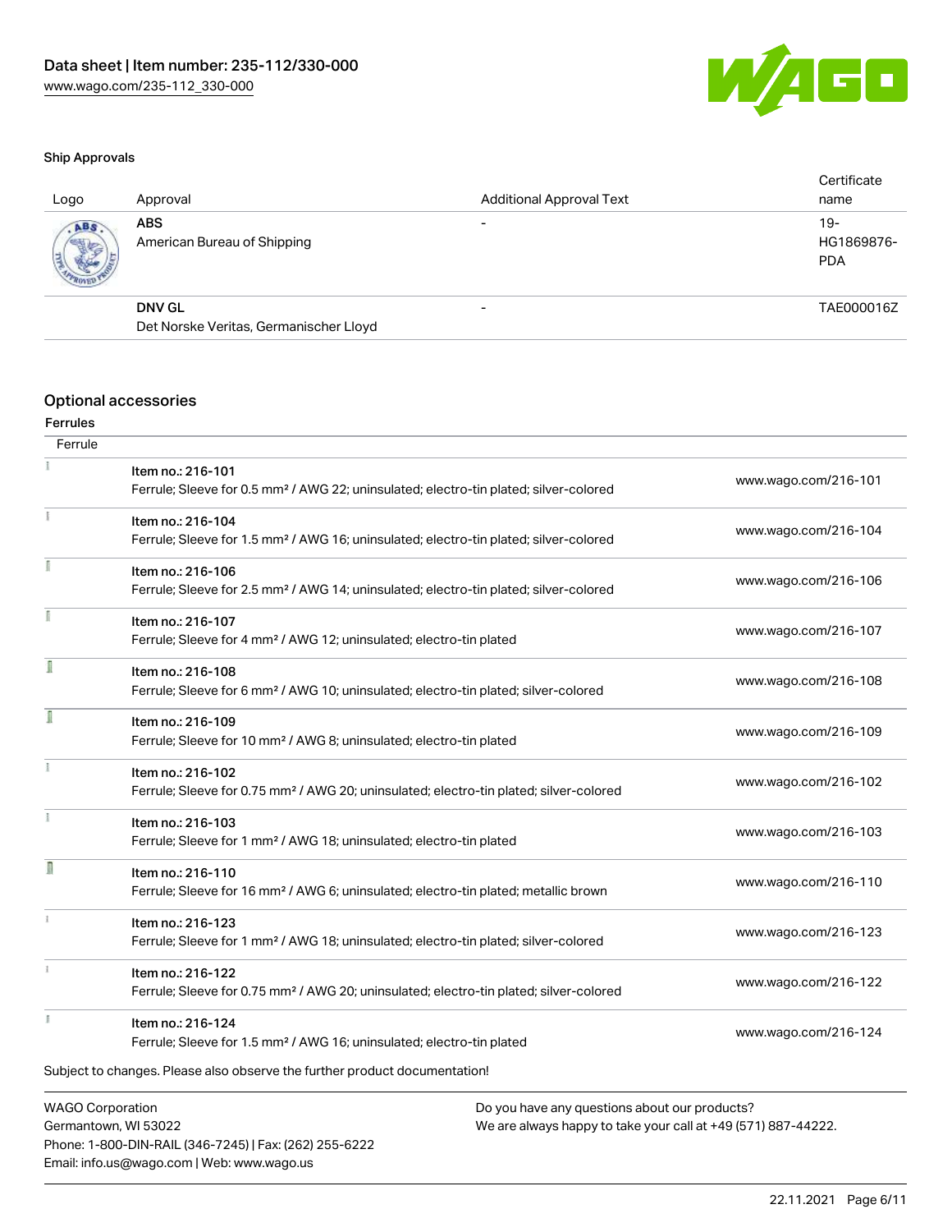### Ship Approvals

| Logo | Approval | Additional Approval Text | Certificate name |
| --- | --- | --- | --- |
| | **ABS**<br>American Bureau of Shipping | - | 19-HG1869876-PDA |
| | **DNV GL**<br>Det Norske Veritas, Germanischer Lloyd | - | TAE000016Z |

## Optional accessories

### Ferrules

| Ferrule | | |
| --- | --- | --- |
| | Item no.: 216-101<br>Ferrule; Sleeve for 0.5 mm² / AWG 22; uninsulated; electro-tin plated; silver-colored | www.wago.com/216-101 |
| | Item no.: 216-104<br>Ferrule; Sleeve for 1.5 mm² / AWG 16; uninsulated; electro-tin plated; silver-colored | www.wago.com/216-104 |
| | Item no.: 216-106<br>Ferrule; Sleeve for 2.5 mm² / AWG 14; uninsulated; electro-tin plated; silver-colored | www.wago.com/216-106 |
| | Item no.: 216-107<br>Ferrule; Sleeve for 4 mm² / AWG 12; uninsulated; electro-tin plated | www.wago.com/216-107 |
| | Item no.: 216-108<br>Ferrule; Sleeve for 6 mm² / AWG 10; uninsulated; electro-tin plated; silver-colored | www.wago.com/216-108 |
| | Item no.: 216-109<br>Ferrule; Sleeve for 10 mm² / AWG 8; uninsulated; electro-tin plated | www.wago.com/216-109 |
| | Item no.: 216-102<br>Ferrule; Sleeve for 0.75 mm² / AWG 20; uninsulated; electro-tin plated; silver-colored | www.wago.com/216-102 |
| | Item no.: 216-103<br>Ferrule; Sleeve for 1 mm² / AWG 18; uninsulated; electro-tin plated | www.wago.com/216-103 |
| | Item no.: 216-110<br>Ferrule; Sleeve for 16 mm² / AWG 6; uninsulated; electro-tin plated; metallic brown | www.wago.com/216-110 |
| | Item no.: 216-123<br>Ferrule; Sleeve for 1 mm² / AWG 18; uninsulated; electro-tin plated; silver-colored | www.wago.com/216-123 |
| | Item no.: 216-122<br>Ferrule; Sleeve for 0.75 mm² / AWG 20; uninsulated; electro-tin plated; silver-colored | www.wago.com/216-122 |
| | Item no.: 216-124<br>Ferrule; Sleeve for 1.5 mm² / AWG 16; uninsulated; electro-tin plated | www.wago.com/216-124 |

Subject to changes. Please also observe the further product documentation!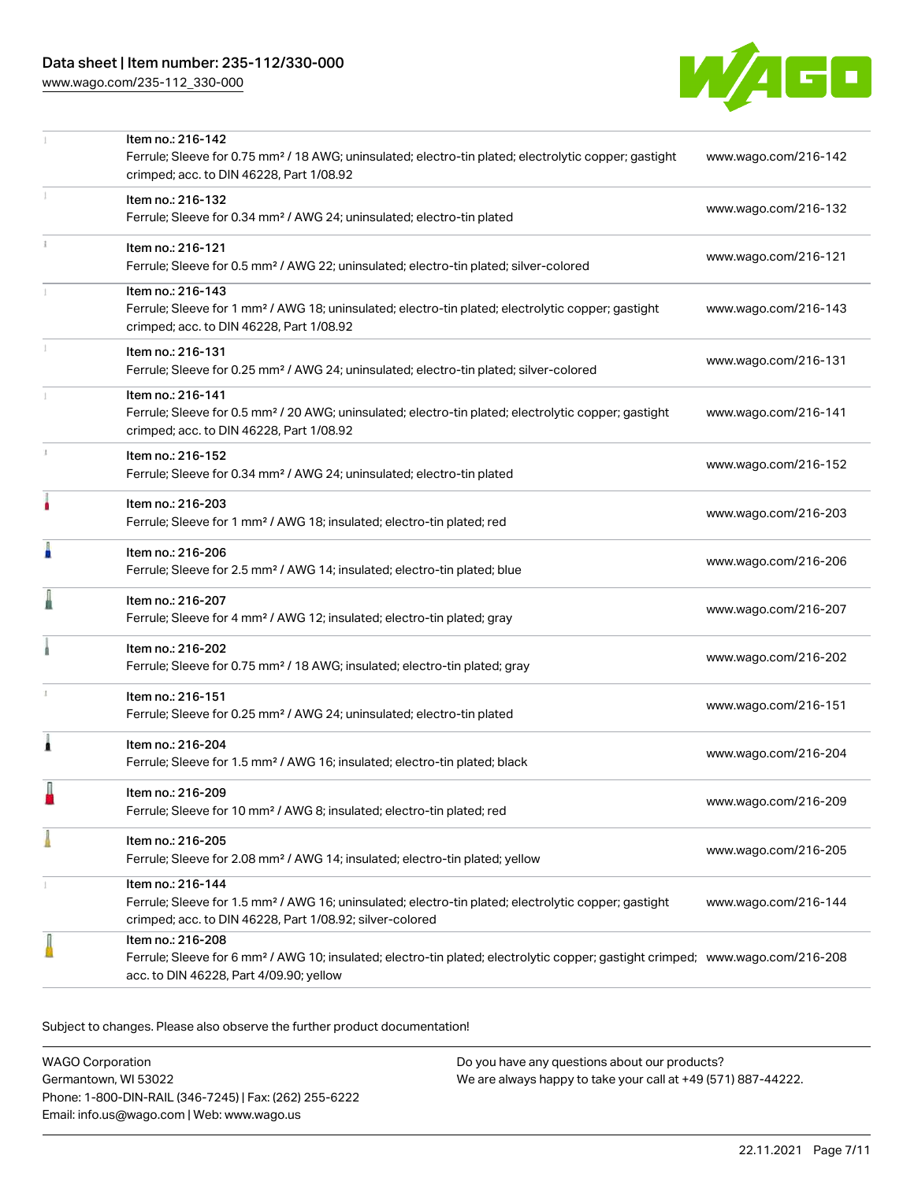| | | |
|---|---|---|
| | Item no.: 216-142<br>Ferrule; Sleeve for 0.75 mm² / 18 AWG; uninsulated; electro-tin plated; electrolytic copper; gastight crimped; acc. to DIN 46228, Part 1/08.92 | www.wago.com/216-142 |
| | Item no.: 216-132<br>Ferrule; Sleeve for 0.34 mm² / AWG 24; uninsulated; electro-tin plated | www.wago.com/216-132 |
| | Item no.: 216-121<br>Ferrule; Sleeve for 0.5 mm² / AWG 22; uninsulated; electro-tin plated; silver-colored | www.wago.com/216-121 |
| | Item no.: 216-143<br>Ferrule; Sleeve for 1 mm² / AWG 18; uninsulated; electro-tin plated; electrolytic copper; gastight crimped; acc. to DIN 46228, Part 1/08.92 | www.wago.com/216-143 |
| | Item no.: 216-131<br>Ferrule; Sleeve for 0.25 mm² / AWG 24; uninsulated; electro-tin plated; silver-colored | www.wago.com/216-131 |
| | Item no.: 216-141<br>Ferrule; Sleeve for 0.5 mm² / 20 AWG; uninsulated; electro-tin plated; electrolytic copper; gastight crimped; acc. to DIN 46228, Part 1/08.92 | www.wago.com/216-141 |
| | Item no.: 216-152<br>Ferrule; Sleeve for 0.34 mm² / AWG 24; uninsulated; electro-tin plated | www.wago.com/216-152 |
| | Item no.: 216-203<br>Ferrule; Sleeve for 1 mm² / AWG 18; insulated; electro-tin plated; red | www.wago.com/216-203 |
| | Item no.: 216-206<br>Ferrule; Sleeve for 2.5 mm² / AWG 14; insulated; electro-tin plated; blue | www.wago.com/216-206 |
| | Item no.: 216-207<br>Ferrule; Sleeve for 4 mm² / AWG 12; insulated; electro-tin plated; gray | www.wago.com/216-207 |
| | Item no.: 216-202<br>Ferrule; Sleeve for 0.75 mm² / 18 AWG; insulated; electro-tin plated; gray | www.wago.com/216-202 |
| | Item no.: 216-151<br>Ferrule; Sleeve for 0.25 mm² / AWG 24; uninsulated; electro-tin plated | www.wago.com/216-151 |
| | Item no.: 216-204<br>Ferrule; Sleeve for 1.5 mm² / AWG 16; insulated; electro-tin plated; black | www.wago.com/216-204 |
| | Item no.: 216-209<br>Ferrule; Sleeve for 10 mm² / AWG 8; insulated; electro-tin plated; red | www.wago.com/216-209 |
| | Item no.: 216-205<br>Ferrule; Sleeve for 2.08 mm² / AWG 14; insulated; electro-tin plated; yellow | www.wago.com/216-205 |
| | Item no.: 216-144<br>Ferrule; Sleeve for 1.5 mm² / AWG 16; uninsulated; electro-tin plated; electrolytic copper; gastight crimped; acc. to DIN 46228, Part 1/08.92; silver-colored | www.wago.com/216-144 |
| | Item no.: 216-208<br>Ferrule; Sleeve for 6 mm² / AWG 10; insulated; electro-tin plated; electrolytic copper; gastight crimped; acc. to DIN 46228, Part 4/09.90; yellow | www.wago.com/216-208 |

Subject to changes. Please also observe the further product documentation!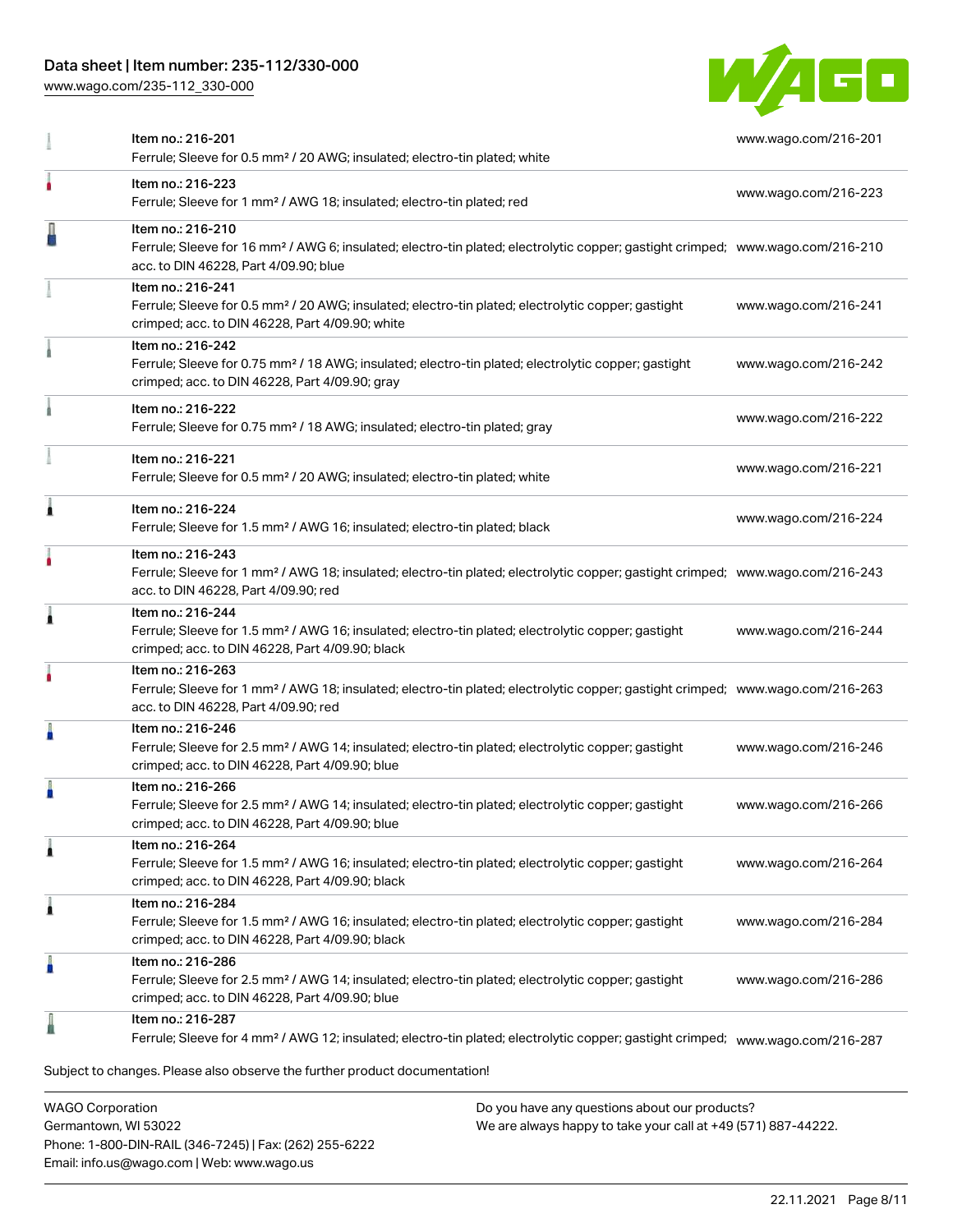| | | |
|---|---|---|
| | Item no.: 216-201<br>Ferrule; Sleeve for 0.5 mm² / 20 AWG; insulated; electro-tin plated; white | www.wago.com/216-201 |
| | Item no.: 216-223<br>Ferrule; Sleeve for 1 mm² / AWG 18; insulated; electro-tin plated; red | www.wago.com/216-223 |
| | Item no.: 216-210<br>Ferrule; Sleeve for 16 mm² / AWG 6; insulated; electro-tin plated; electrolytic copper; gastight crimped; acc. to DIN 46228, Part 4/09.90; blue | www.wago.com/216-210 |
| | Item no.: 216-241<br>Ferrule; Sleeve for 0.5 mm² / 20 AWG; insulated; electro-tin plated; electrolytic copper; gastight crimped; acc. to DIN 46228, Part 4/09.90; white | www.wago.com/216-241 |
| | Item no.: 216-242<br>Ferrule; Sleeve for 0.75 mm² / 18 AWG; insulated; electro-tin plated; electrolytic copper; gastight crimped; acc. to DIN 46228, Part 4/09.90; gray | www.wago.com/216-242 |
| | Item no.: 216-222<br>Ferrule; Sleeve for 0.75 mm² / 18 AWG; insulated; electro-tin plated; gray | www.wago.com/216-222 |
| | Item no.: 216-221<br>Ferrule; Sleeve for 0.5 mm² / 20 AWG; insulated; electro-tin plated; white | www.wago.com/216-221 |
| | Item no.: 216-224<br>Ferrule; Sleeve for 1.5 mm² / AWG 16; insulated; electro-tin plated; black | www.wago.com/216-224 |
| | Item no.: 216-243<br>Ferrule; Sleeve for 1 mm² / AWG 18; insulated; electro-tin plated; electrolytic copper; gastight crimped; acc. to DIN 46228, Part 4/09.90; red | www.wago.com/216-243 |
| | Item no.: 216-244<br>Ferrule; Sleeve for 1.5 mm² / AWG 16; insulated; electro-tin plated; electrolytic copper; gastight crimped; acc. to DIN 46228, Part 4/09.90; black | www.wago.com/216-244 |
| | Item no.: 216-263<br>Ferrule; Sleeve for 1 mm² / AWG 18; insulated; electro-tin plated; electrolytic copper; gastight crimped; acc. to DIN 46228, Part 4/09.90; red | www.wago.com/216-263 |
| | Item no.: 216-246<br>Ferrule; Sleeve for 2.5 mm² / AWG 14; insulated; electro-tin plated; electrolytic copper; gastight crimped; acc. to DIN 46228, Part 4/09.90; blue | www.wago.com/216-246 |
| | Item no.: 216-266<br>Ferrule; Sleeve for 2.5 mm² / AWG 14; insulated; electro-tin plated; electrolytic copper; gastight crimped; acc. to DIN 46228, Part 4/09.90; blue | www.wago.com/216-266 |
| | Item no.: 216-264<br>Ferrule; Sleeve for 1.5 mm² / AWG 16; insulated; electro-tin plated; electrolytic copper; gastight crimped; acc. to DIN 46228, Part 4/09.90; black | www.wago.com/216-264 |
| | Item no.: 216-284<br>Ferrule; Sleeve for 1.5 mm² / AWG 16; insulated; electro-tin plated; electrolytic copper; gastight crimped; acc. to DIN 46228, Part 4/09.90; black | www.wago.com/216-284 |
| | Item no.: 216-286<br>Ferrule; Sleeve for 2.5 mm² / AWG 14; insulated; electro-tin plated; electrolytic copper; gastight crimped; acc. to DIN 46228, Part 4/09.90; blue | www.wago.com/216-286 |
| | Item no.: 216-287<br>Ferrule; Sleeve for 4 mm² / AWG 12; insulated; electro-tin plated; electrolytic copper; gastight crimped; | www.wago.com/216-287 |

Subject to changes. Please also observe the further product documentation!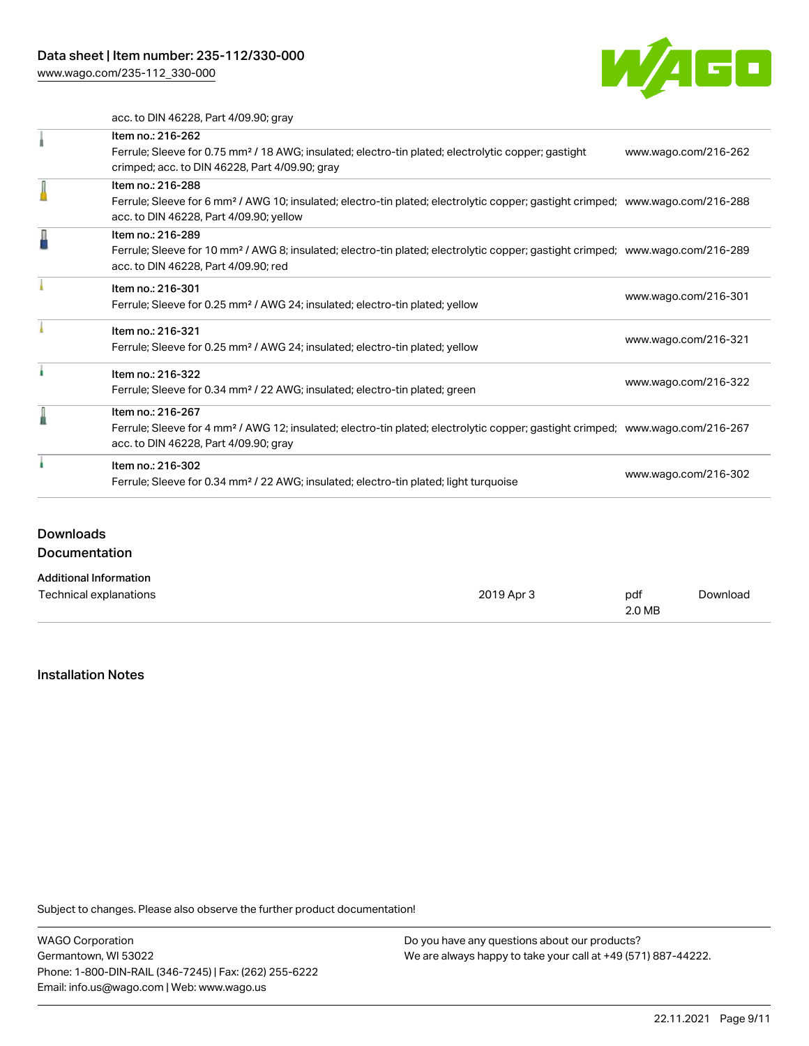acc. to DIN 46228, Part 4/09.90; gray

| | | |
|---|---|---|
| | Item no.: 216-262<br>Ferrule; Sleeve for 0.75 mm² / 18 AWG; insulated; electro-tin plated; electrolytic copper; gastight crimped; acc. to DIN 46228, Part 4/09.90; gray | www.wago.com/216-262 |
| | Item no.: 216-288<br>Ferrule; Sleeve for 6 mm² / AWG 10; insulated; electro-tin plated; electrolytic copper; gastight crimped; acc. to DIN 46228, Part 4/09.90; yellow | www.wago.com/216-288 |
| | Item no.: 216-289<br>Ferrule; Sleeve for 10 mm² / AWG 8; insulated; electro-tin plated; electrolytic copper; gastight crimped; acc. to DIN 46228, Part 4/09.90; red | www.wago.com/216-289 |
| | Item no.: 216-301<br>Ferrule; Sleeve for 0.25 mm² / AWG 24; insulated; electro-tin plated; yellow | www.wago.com/216-301 |
| | Item no.: 216-321<br>Ferrule; Sleeve for 0.25 mm² / AWG 24; insulated; electro-tin plated; yellow | www.wago.com/216-321 |
| | Item no.: 216-322<br>Ferrule; Sleeve for 0.34 mm² / 22 AWG; insulated; electro-tin plated; green | www.wago.com/216-322 |
| | Item no.: 216-267<br>Ferrule; Sleeve for 4 mm² / AWG 12; insulated; electro-tin plated; electrolytic copper; gastight crimped; acc. to DIN 46228, Part 4/09.90; gray | www.wago.com/216-267 |
| | Item no.: 216-302<br>Ferrule; Sleeve for 0.34 mm² / 22 AWG; insulated; electro-tin plated; light turquoise | www.wago.com/216-302 |

## Downloads

### Documentation

| Additional Information | | | |
|---|---|---|---|
| Technical explanations | 2019 Apr 3 | pdf<br>2.0 MB | Download |

## Installation Notes

Subject to changes. Please also observe the further product documentation!

WAGO Corporation
Germantown, WI 53022
Phone: 1-800-DIN-RAIL (346-7245) | Fax: (262) 255-6222
Email: info.us@wago.com | Web: www.wago.us

Do you have any questions about our products?
We are always happy to take your call at +49 (571) 887-44222.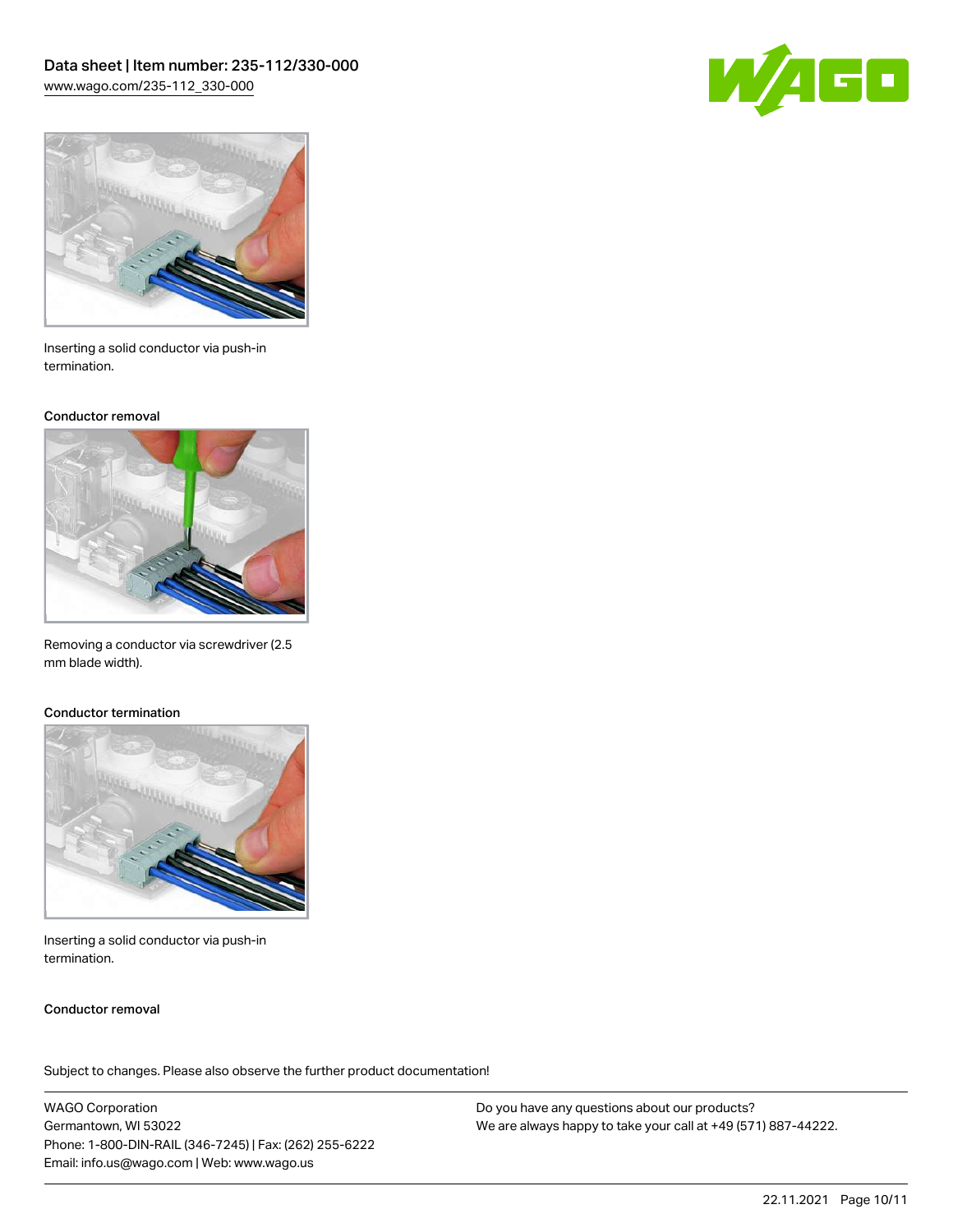Inserting a solid conductor via push-in termination.

Conductor removal

Removing a conductor via screwdriver (2.5 mm blade width).

Conductor termination

Inserting a solid conductor via push-in termination.

Conductor removal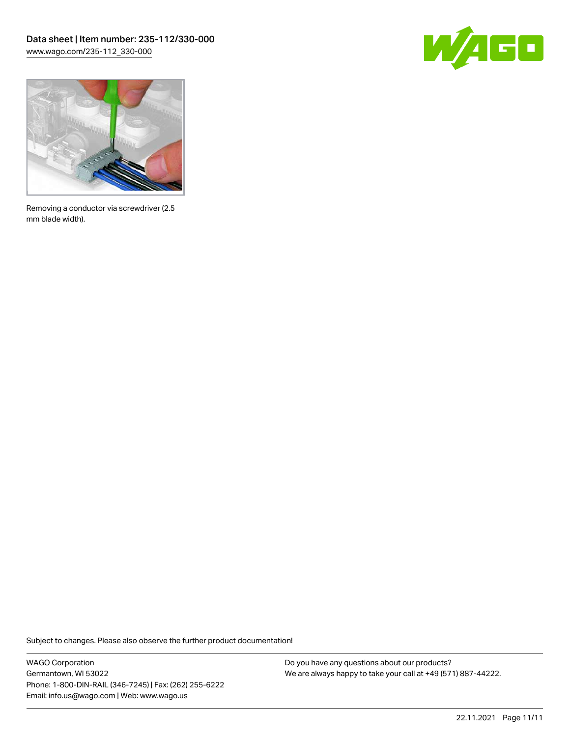Removing a conductor via screwdriver (2.5 mm blade width).

Subject to changes. Please also observe the further product documentation!

WAGO Corporation
Germantown, WI 53022
Phone: 1-800-DIN-RAIL (346-7245) | Fax: (262) 255-6222
Email: info.us@wago.com | Web: www.wago.us

Do you have any questions about our products?
We are always happy to take your call at +49 (571) 887-44222.